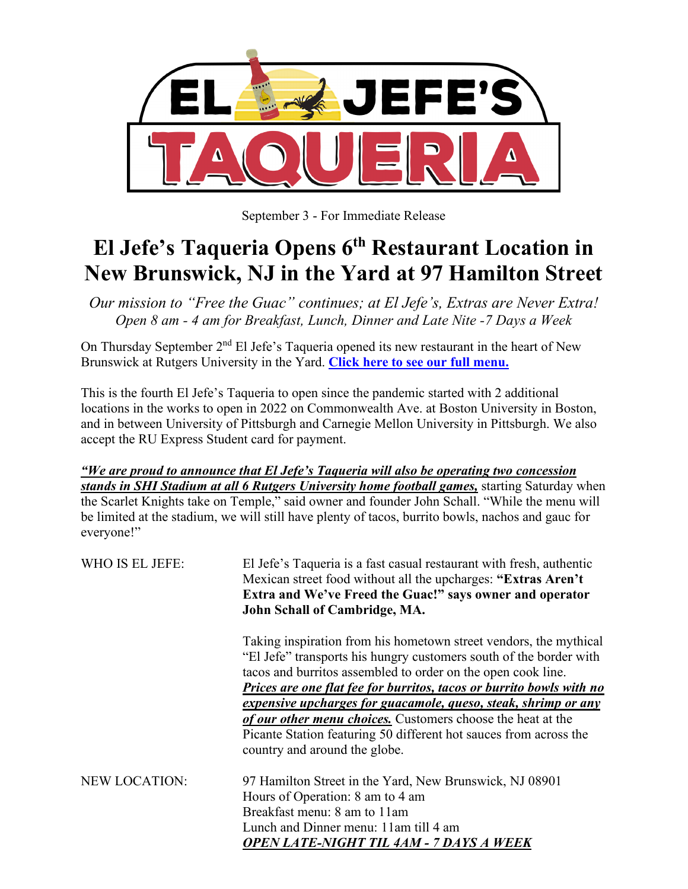September 3 - For Immediate Release

# El Jefe's Taqueria Opens 6th Restaurant Location in New Brunswick, NJ in the Yard at 97 Hamilton Street

*Our mission to "Free the Guac" continues; at El Jefe's, Extras are Never Extra!*
*Open 8 am - 4 am for Breakfast, Lunch, Dinner and Late Nite -7 Days a Week*

On Thursday September 2nd El Jefe's Taqueria opened its new restaurant in the heart of New Brunswick at Rutgers University in the Yard. **Click here to see our full menu.**

This is the fourth El Jefe's Taqueria to open since the pandemic started with 2 additional locations in the works to open in 2022 on Commonwealth Ave. at Boston University in Boston, and in between University of Pittsburgh and Carnegie Mellon University in Pittsburgh. We also accept the RU Express Student card for payment.

***"We are proud to announce that El Jefe's Taqueria will also be operating two concession stands in SHI Stadium at all 6 Rutgers University home football games,*** starting Saturday when the Scarlet Knights take on Temple," said owner and founder John Schall. "While the menu will be limited at the stadium, we will still have plenty of tacos, burrito bowls, nachos and gauc for everyone!"

WHO IS EL JEFE: El Jefe's Taqueria is a fast casual restaurant with fresh, authentic Mexican street food without all the upcharges: **"Extras Aren't Extra and We've Freed the Guac!" says owner and operator John Schall of Cambridge, MA.**

Taking inspiration from his hometown street vendors, the mythical "El Jefe" transports his hungry customers south of the border with tacos and burritos assembled to order on the open cook line. ***Prices are one flat fee for burritos, tacos or burrito bowls with no expensive upcharges for guacamole, queso, steak, shrimp or any of our other menu choices.*** Customers choose the heat at the Picante Station featuring 50 different hot sauces from across the country and around the globe.

NEW LOCATION:
97 Hamilton Street in the Yard, New Brunswick, NJ 08901
Hours of Operation: 8 am to 4 am
Breakfast menu: 8 am to 11am
Lunch and Dinner menu: 11am till 4 am
***OPEN LATE-NIGHT TIL 4AM - 7 DAYS A WEEK***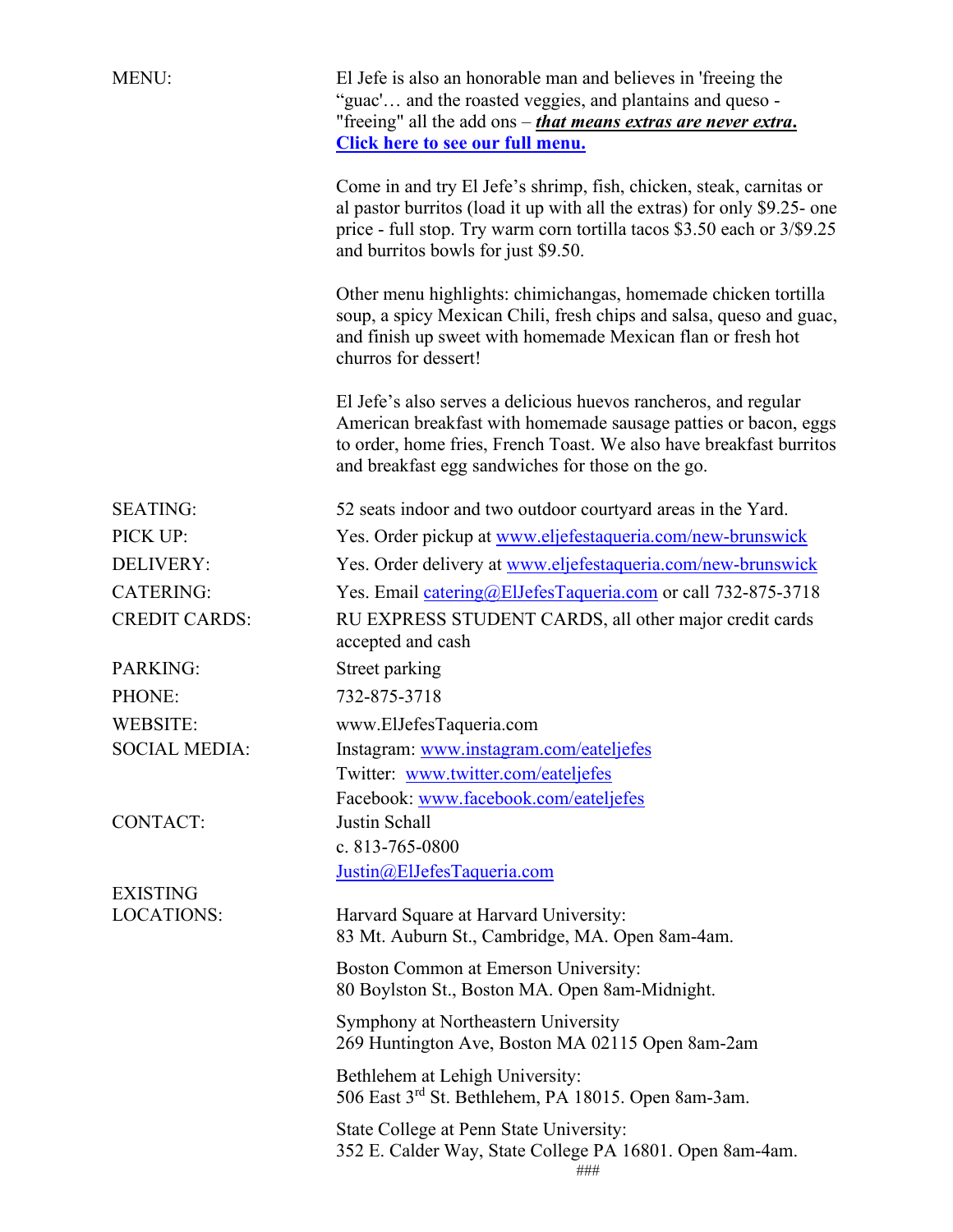**MENU:**

El Jefe is also an honorable man and believes in 'freeing the "guac'… and the roasted veggies, and plantains and queso - "freeing" all the add ons – ***that means extras are never extra.***
[Click here to see our full menu.]

Come in and try El Jefe's shrimp, fish, chicken, steak, carnitas or al pastor burritos (load it up with all the extras) for only $9.25- one price - full stop. Try warm corn tortilla tacos $3.50 each or 3/$9.25 and burritos bowls for just $9.50.

Other menu highlights: chimichangas, homemade chicken tortilla soup, a spicy Mexican Chili, fresh chips and salsa, queso and guac, and finish up sweet with homemade Mexican flan or fresh hot churros for dessert!

El Jefe's also serves a delicious huevos rancheros, and regular American breakfast with homemade sausage patties or bacon, eggs to order, home fries, French Toast. We also have breakfast burritos and breakfast egg sandwiches for those on the go.

**SEATING:** 52 seats indoor and two outdoor courtyard areas in the Yard.

**PICK UP:** Yes. Order pickup at www.eljefestaqueria.com/new-brunswick

**DELIVERY:** Yes. Order delivery at www.eljefestaqueria.com/new-brunswick

**CATERING:** Yes. Email catering@ElJefesTaqueria.com or call 732-875-3718

**CREDIT CARDS:** RU EXPRESS STUDENT CARDS, all other major credit cards accepted and cash

**PARKING:** Street parking

**PHONE:** 732-875-3718

**WEBSITE:** www.ElJefesTaqueria.com

**SOCIAL MEDIA:**
Instagram: www.instagram.com/eateljefes
Twitter: www.twitter.com/eateljefes
Facebook: www.facebook.com/eateljefes

**CONTACT:**
Justin Schall
c. 813-765-0800
Justin@ElJefesTaqueria.com

**EXISTING LOCATIONS:**

Harvard Square at Harvard University:
83 Mt. Auburn St., Cambridge, MA. Open 8am-4am.

Boston Common at Emerson University:
80 Boylston St., Boston MA. Open 8am-Midnight.

Symphony at Northeastern University
269 Huntington Ave, Boston MA 02115 Open 8am-2am

Bethlehem at Lehigh University:
506 East 3rd St. Bethlehem, PA 18015. Open 8am-3am.

State College at Penn State University:
352 E. Calder Way, State College PA 16801. Open 8am-4am.

###